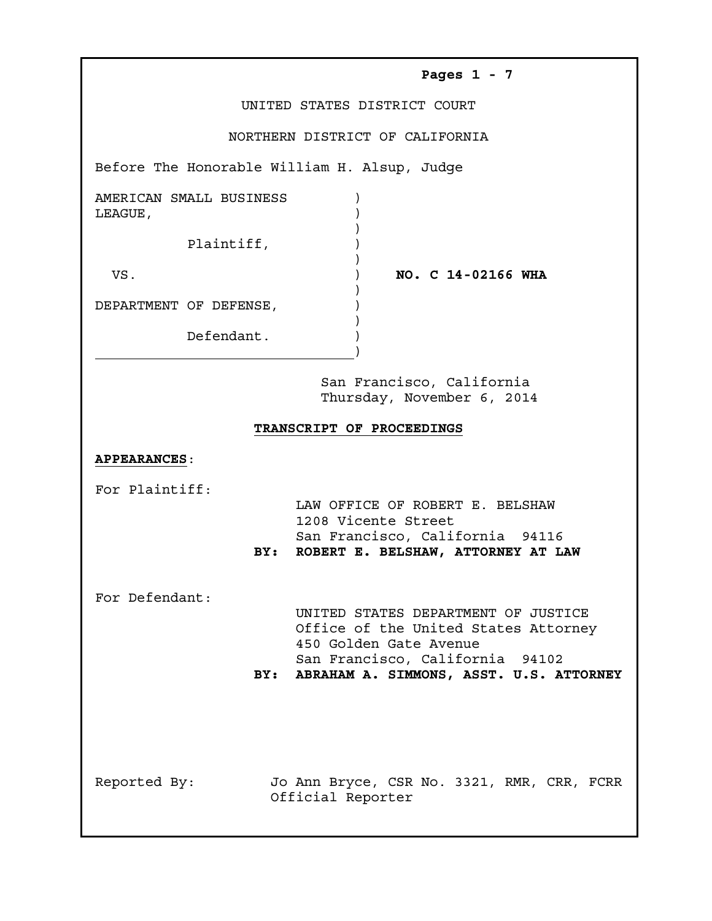**Pages 1 - 7**

UNITED STATES DISTRICT COURT

NORTHERN DISTRICT OF CALIFORNIA

Before The Honorable William H. Alsup, Judge

AMERICAN SMALL BUSINESS LEAGUE,

Plaintiff,

VS.

DEPARTMENT OF DEFENSE,

Defendant.

**NO. C 14-02166 WHA**

San Francisco, California
Thursday, November 6, 2014

**TRANSCRIPT OF PROCEEDINGS**

**APPEARANCES**:

For Plaintiff:

LAW OFFICE OF ROBERT E. BELSHAW
1208 Vicente Street
San Francisco, California 94116
**BY: ROBERT E. BELSHAW, ATTORNEY AT LAW**

For Defendant:

UNITED STATES DEPARTMENT OF JUSTICE
Office of the United States Attorney
450 Golden Gate Avenue
San Francisco, California 94102
**BY: ABRAHAM A. SIMMONS, ASST. U.S. ATTORNEY**

Reported By: Jo Ann Bryce, CSR No. 3321, RMR, CRR, FCRR
Official Reporter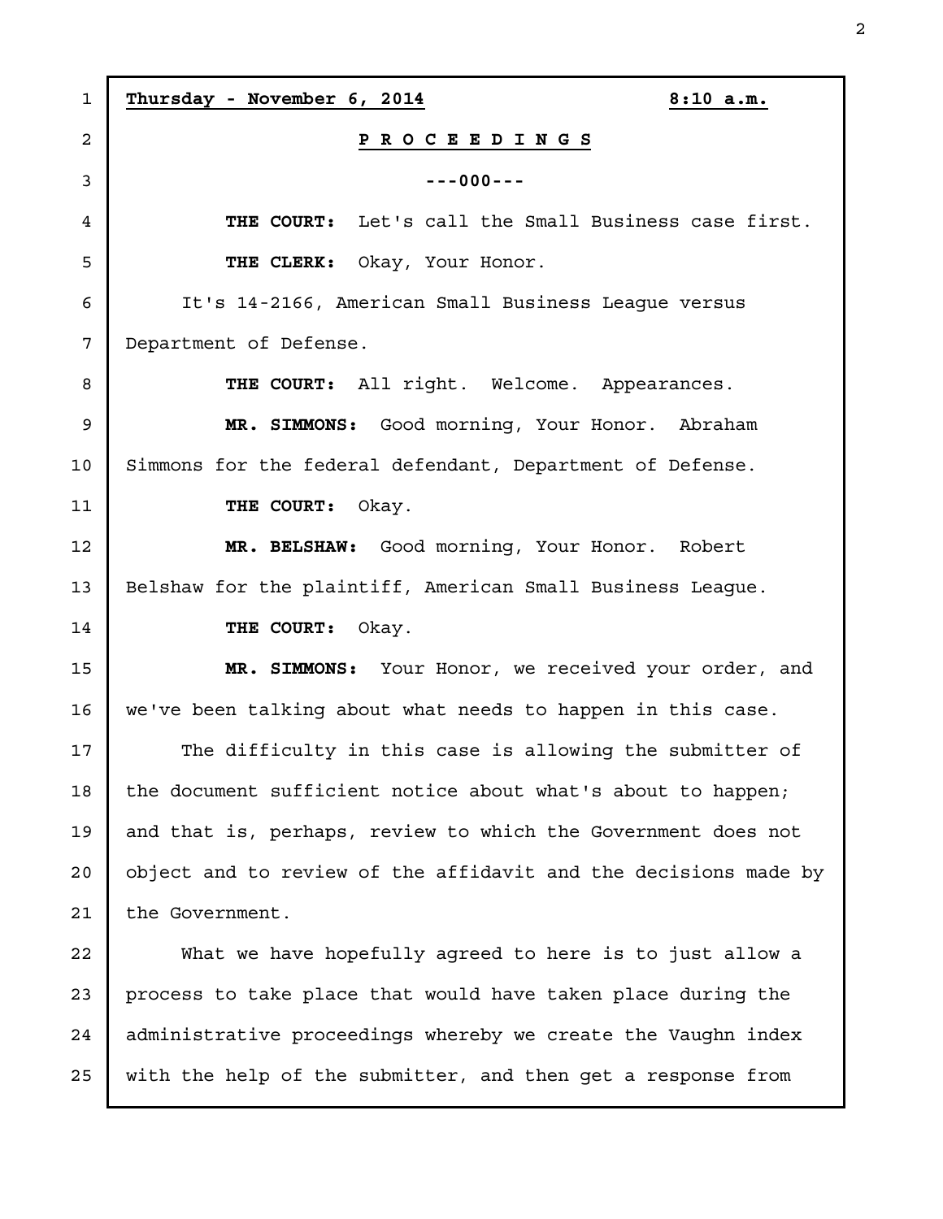**Thursday - November 6, 2014** **8:10 a.m.**

**P R O C E E D I N G S**

---000---

**THE COURT:** Let's call the Small Business case first.

**THE CLERK:** Okay, Your Honor.

It's 14-2166, American Small Business League versus Department of Defense.

**THE COURT:** All right. Welcome. Appearances.

**MR. SIMMONS:** Good morning, Your Honor. Abraham Simmons for the federal defendant, Department of Defense.

**THE COURT:** Okay.

**MR. BELSHAW:** Good morning, Your Honor. Robert Belshaw for the plaintiff, American Small Business League.

**THE COURT:** Okay.

**MR. SIMMONS:** Your Honor, we received your order, and we've been talking about what needs to happen in this case.

The difficulty in this case is allowing the submitter of the document sufficient notice about what's about to happen; and that is, perhaps, review to which the Government does not object and to review of the affidavit and the decisions made by the Government.

What we have hopefully agreed to here is to just allow a process to take place that would have taken place during the administrative proceedings whereby we create the Vaughn index with the help of the submitter, and then get a response from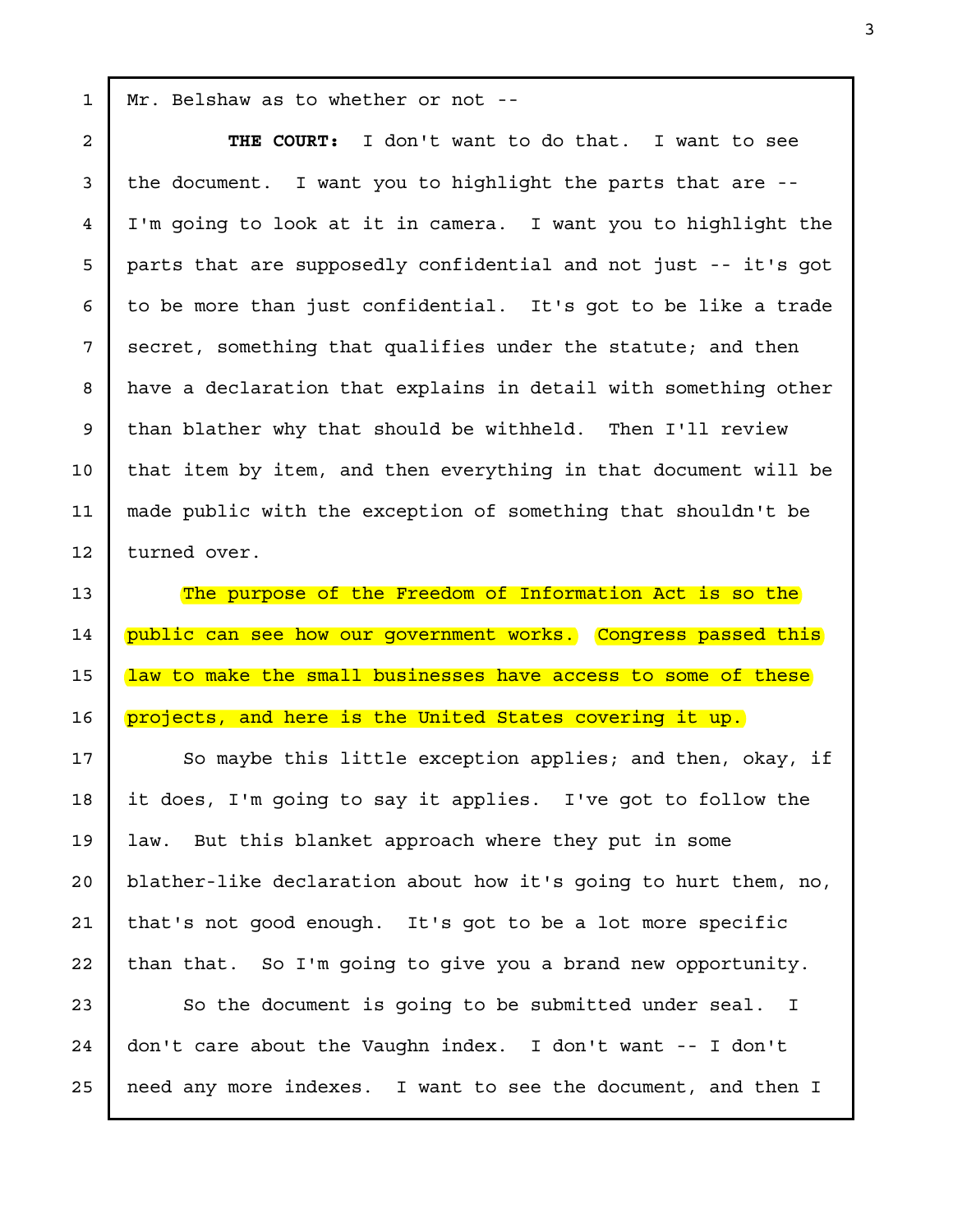Mr. Belshaw as to whether or not --

**THE COURT:** I don't want to do that. I want to see the document. I want you to highlight the parts that are -- I'm going to look at it in camera. I want you to highlight the parts that are supposedly confidential and not just -- it's got to be more than just confidential. It's got to be like a trade secret, something that qualifies under the statute; and then have a declaration that explains in detail with something other than blather why that should be withheld. Then I'll review that item by item, and then everything in that document will be made public with the exception of something that shouldn't be turned over.

The purpose of the Freedom of Information Act is so the public can see how our government works. Congress passed this law to make the small businesses have access to some of these projects, and here is the United States covering it up.

So maybe this little exception applies; and then, okay, if it does, I'm going to say it applies. I've got to follow the law. But this blanket approach where they put in some blather-like declaration about how it's going to hurt them, no, that's not good enough. It's got to be a lot more specific than that. So I'm going to give you a brand new opportunity.

So the document is going to be submitted under seal. I don't care about the Vaughn index. I don't want -- I don't need any more indexes. I want to see the document, and then I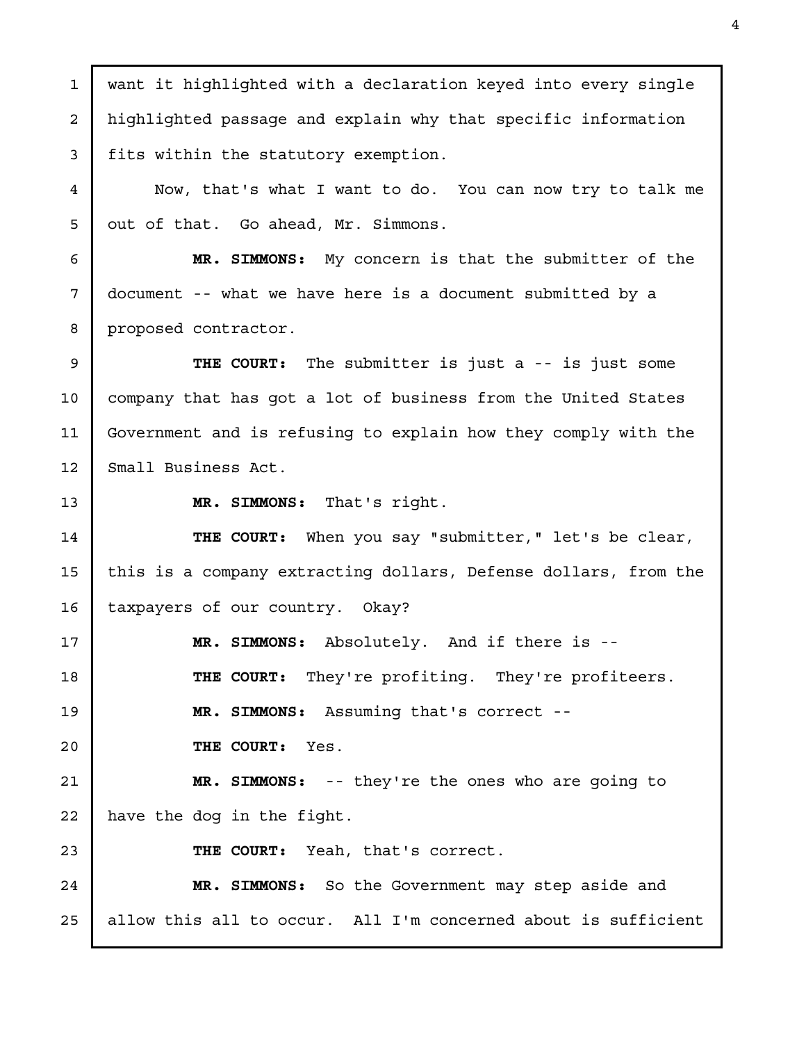want it highlighted with a declaration keyed into every single highlighted passage and explain why that specific information fits within the statutory exemption.

Now, that's what I want to do. You can now try to talk me out of that. Go ahead, Mr. Simmons.

**MR. SIMMONS:** My concern is that the submitter of the document -- what we have here is a document submitted by a proposed contractor.

**THE COURT:** The submitter is just a -- is just some company that has got a lot of business from the United States Government and is refusing to explain how they comply with the Small Business Act.

**MR. SIMMONS:** That's right.

**THE COURT:** When you say "submitter," let's be clear, this is a company extracting dollars, Defense dollars, from the taxpayers of our country. Okay?

**MR. SIMMONS:** Absolutely. And if there is --

**THE COURT:** They're profiting. They're profiteers.

**MR. SIMMONS:** Assuming that's correct --

**THE COURT:** Yes.

**MR. SIMMONS:** -- they're the ones who are going to have the dog in the fight.

**THE COURT:** Yeah, that's correct.

**MR. SIMMONS:** So the Government may step aside and allow this all to occur. All I'm concerned about is sufficient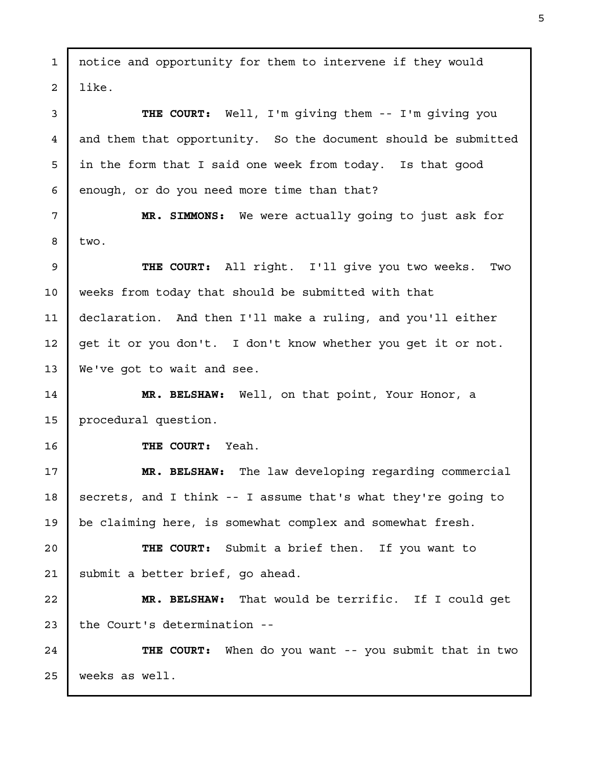notice and opportunity for them to intervene if they would like.

**THE COURT:** Well, I'm giving them -- I'm giving you and them that opportunity. So the document should be submitted in the form that I said one week from today. Is that good enough, or do you need more time than that?

**MR. SIMMONS:** We were actually going to just ask for two.

**THE COURT:** All right. I'll give you two weeks. Two weeks from today that should be submitted with that declaration. And then I'll make a ruling, and you'll either get it or you don't. I don't know whether you get it or not. We've got to wait and see.

**MR. BELSHAW:** Well, on that point, Your Honor, a procedural question.

**THE COURT:** Yeah.

**MR. BELSHAW:** The law developing regarding commercial secrets, and I think -- I assume that's what they're going to be claiming here, is somewhat complex and somewhat fresh.

**THE COURT:** Submit a brief then. If you want to submit a better brief, go ahead.

**MR. BELSHAW:** That would be terrific. If I could get the Court's determination --

**THE COURT:** When do you want -- you submit that in two weeks as well.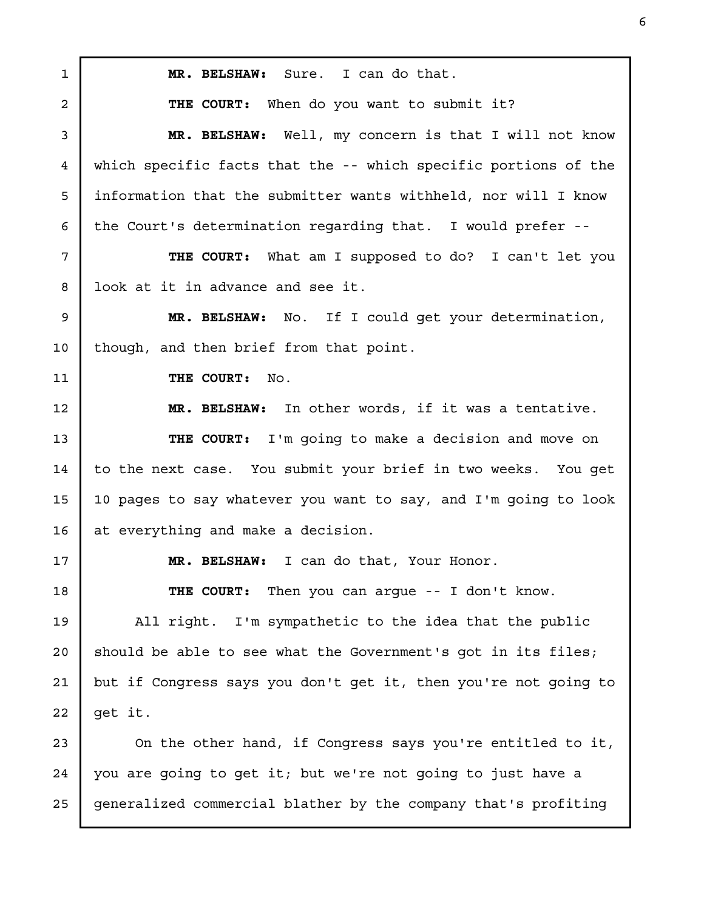**MR. BELSHAW:** Sure. I can do that.

**THE COURT:** When do you want to submit it?

**MR. BELSHAW:** Well, my concern is that I will not know which specific facts that the -- which specific portions of the information that the submitter wants withheld, nor will I know the Court's determination regarding that. I would prefer --

**THE COURT:** What am I supposed to do? I can't let you look at it in advance and see it.

**MR. BELSHAW:** No. If I could get your determination, though, and then brief from that point.

**THE COURT:** No.

**MR. BELSHAW:** In other words, if it was a tentative.

**THE COURT:** I'm going to make a decision and move on to the next case. You submit your brief in two weeks. You get 10 pages to say whatever you want to say, and I'm going to look at everything and make a decision.

**MR. BELSHAW:** I can do that, Your Honor.

**THE COURT:** Then you can argue -- I don't know.

All right. I'm sympathetic to the idea that the public should be able to see what the Government's got in its files; but if Congress says you don't get it, then you're not going to get it.

On the other hand, if Congress says you're entitled to it, you are going to get it; but we're not going to just have a generalized commercial blather by the company that's profiting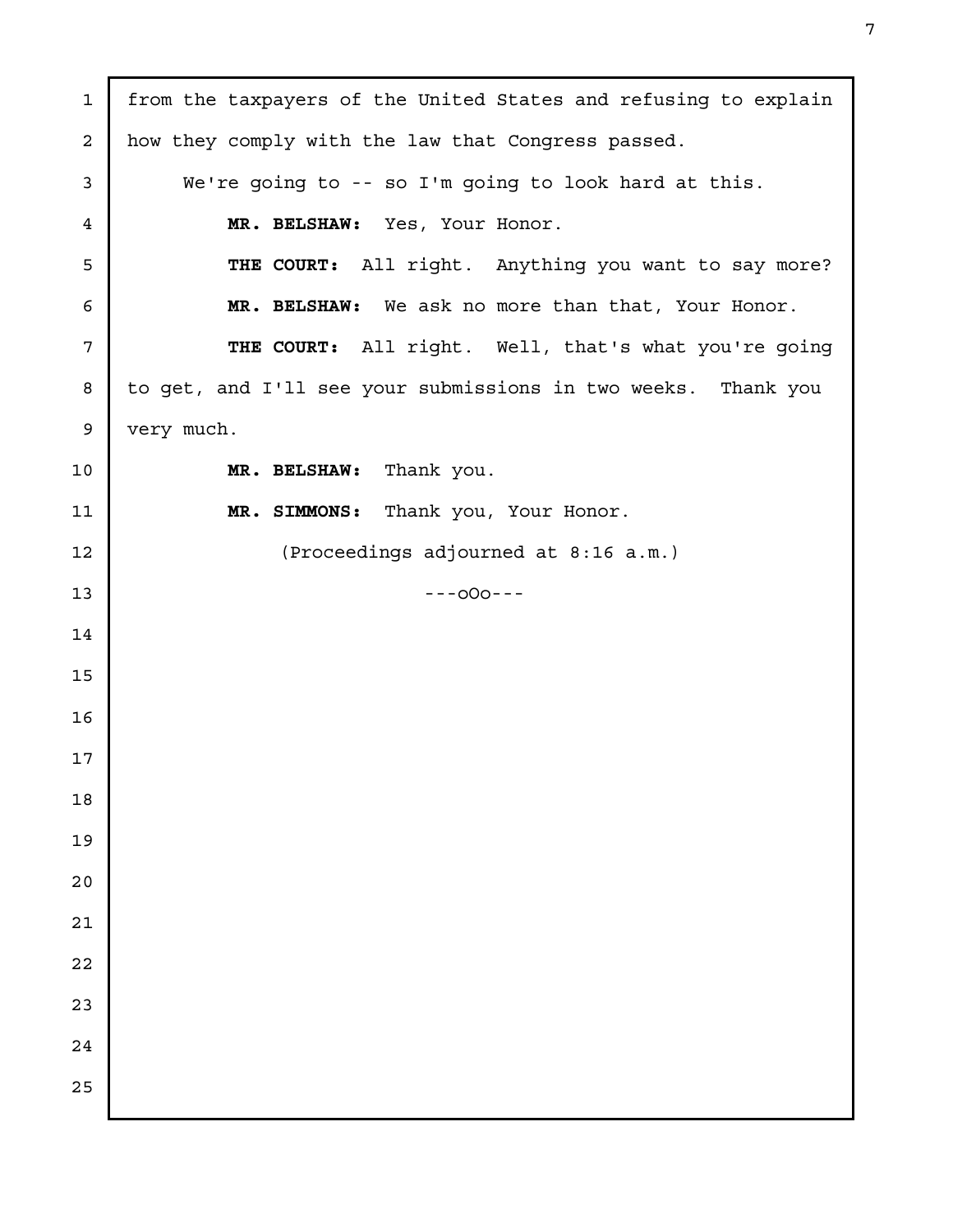from the taxpayers of the United States and refusing to explain how they comply with the law that Congress passed.

We're going to -- so I'm going to look hard at this.

**MR. BELSHAW:** Yes, Your Honor.

**THE COURT:** All right. Anything you want to say more?

**MR. BELSHAW:** We ask no more than that, Your Honor.

**THE COURT:** All right. Well, that's what you're going to get, and I'll see your submissions in two weeks. Thank you very much.

**MR. BELSHAW:** Thank you.

**MR. SIMMONS:** Thank you, Your Honor.

(Proceedings adjourned at 8:16 a.m.)

---oOo---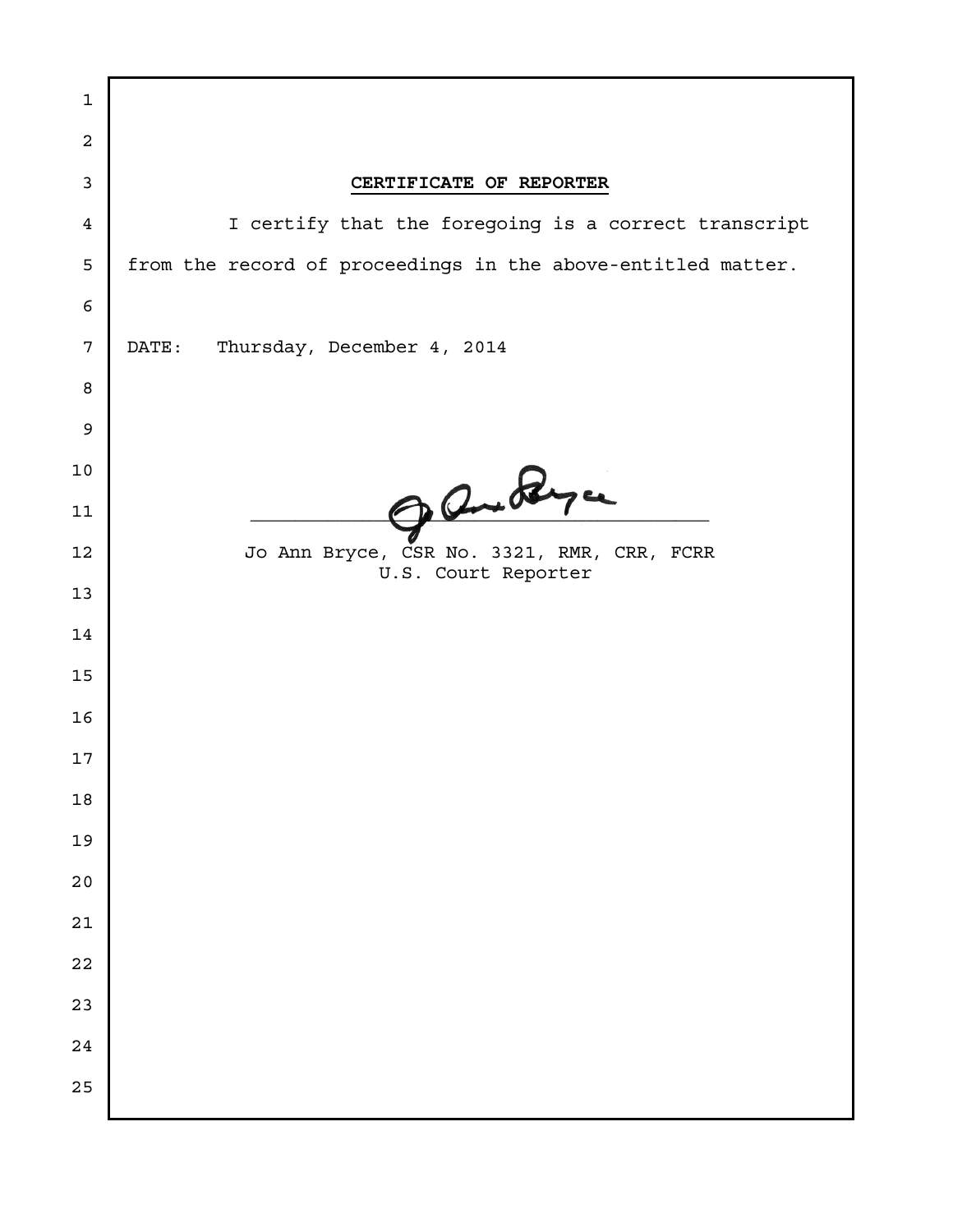**CERTIFICATE OF REPORTER**

I certify that the foregoing is a correct transcript from the record of proceedings in the above-entitled matter.

DATE: Thursday, December 4, 2014

\_\_\_\_\_\_\_\_\_\_\_\_\_\_\_\_\_\_\_\_\_\_\_\_\_\_\_\_\_\_\_\_\_\_\_\_\_\_\_\_

Jo Ann Bryce, CSR No. 3321, RMR, CRR, FCRR
U.S. Court Reporter